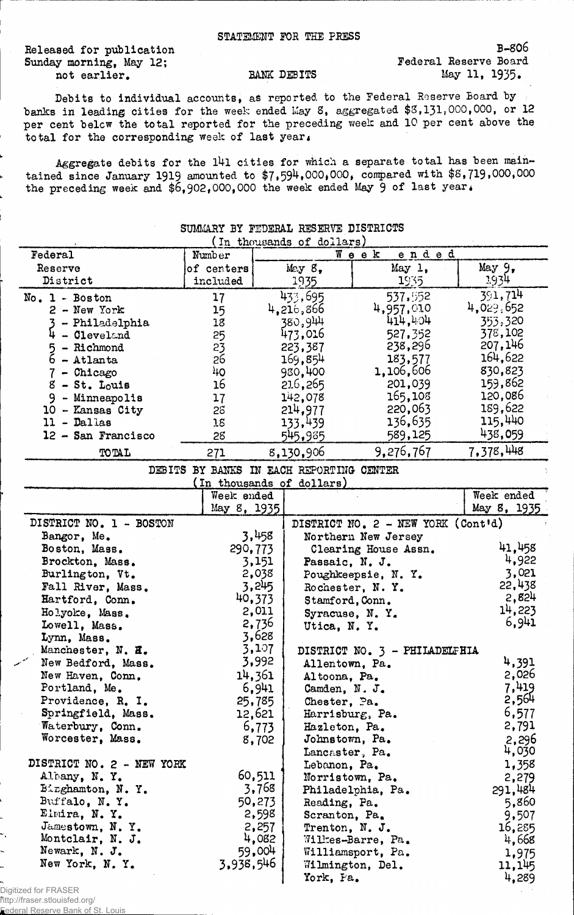STATEMENT FOR THE PRESS

Released for publication
Sunday morning, May 12;
not earlier.

BANK DEBITS

B-806
Federal Reserve Board
May 11, 1935.

Debits to individual accounts, as reported to the Federal Reserve Board by banks in leading cities for the week ended May 8, aggregated $8,131,000,000, or 12 per cent below the total reported for the preceding week and 10 per cent above the total for the corresponding week of last year.

Aggregate debits for the 141 cities for which a separate total has been maintained since January 1919 amounted to $7,594,000,000, compared with $8,719,000,000 the preceding week and $6,902,000,000 the week ended May 9 of last year.

SUMMARY BY FEDERAL RESERVE DISTRICTS
(In thousands of dollars)

| Federal Reserve District | Number of centers included | Week ended May 8, 1935 | Week ended May 1, 1935 | Week ended May 9, 1934 |
|---|---|---|---|---|
| No. 1 - Boston | 17 | 433,695 | 537,552 | 391,714 |
| 2 - New York | 15 | 4,216,866 | 4,957,010 | 4,029,652 |
| 3 - Philadelphia | 18 | 380,944 | 414,404 | 353,320 |
| 4 - Cleveland | 25 | 473,016 | 527,352 | 378,102 |
| 5 - Richmond | 23 | 223,387 | 238,296 | 207,146 |
| 6 - Atlanta | 26 | 169,854 | 183,577 | 164,622 |
| 7 - Chicago | 40 | 980,400 | 1,106,606 | 830,823 |
| 8 - St. Louis | 16 | 216,265 | 201,039 | 159,862 |
| 9 - Minneapolis | 17 | 142,078 | 165,108 | 120,086 |
| 10 - Kansas City | 28 | 214,977 | 220,063 | 189,622 |
| 11 - Dallas | 18 | 133,439 | 136,635 | 115,440 |
| 12 - San Francisco | 28 | 545,985 | 589,125 | 438,059 |
| TOTAL | 271 | 8,130,906 | 9,276,767 | 7,378,448 |

DEBITS BY BANKS IN EACH REPORTING CENTER
(In thousands of dollars)

| | Week ended May 8, 1935 |
|---|---|
| **DISTRICT NO. 1 - BOSTON** | |
| Bangor, Me. | 3,458 |
| Boston, Mass. | 290,773 |
| Brockton, Mass. | 3,151 |
| Burlington, Vt. | 2,038 |
| Fall River, Mass. | 3,245 |
| Hartford, Conn. | 40,373 |
| Holyoke, Mass. | 2,011 |
| Lowell, Mass. | 2,736 |
| Lynn, Mass. | 3,628 |
| Manchester, N. H. | 3,107 |
| New Bedford, Mass. | 3,992 |
| New Haven, Conn. | 14,361 |
| Portland, Me. | 6,941 |
| Providence, R. I. | 25,785 |
| Springfield, Mass. | 12,621 |
| Waterbury, Conn. | 6,773 |
| Worcester, Mass. | 8,702 |
| **DISTRICT NO. 2 - NEW YORK** | |
| Albany, N. Y. | 60,511 |
| Binghamton, N. Y. | 3,768 |
| Buffalo, N. Y. | 50,273 |
| Elmira, N. Y. | 2,598 |
| Jamestown, N. Y. | 2,257 |
| Montclair, N. J. | 4,082 |
| Newark, N. J. | 59,004 |
| New York, N. Y. | 3,938,546 |
| **DISTRICT NO. 2 - NEW YORK (Cont'd)** | |
| Northern New Jersey Clearing House Assn. | 41,458 |
| Passaic, N. J. | 4,922 |
| Poughkeepsie, N. Y. | 3,021 |
| Rochester, N. Y. | 22,438 |
| Stamford, Conn. | 2,824 |
| Syracuse, N. Y. | 14,223 |
| Utica, N. Y. | 6,941 |
| **DISTRICT NO. 3 - PHILADELPHIA** | |
| Allentown, Pa. | 4,391 |
| Altoona, Pa. | 2,026 |
| Camden, N. J. | 7,419 |
| Chester, Pa. | 2,564 |
| Harrisburg, Pa. | 6,577 |
| Hazleton, Pa. | 2,791 |
| Johnstown, Pa. | 2,296 |
| Lancaster, Pa. | 4,030 |
| Lebanon, Pa. | 1,358 |
| Norristown, Pa. | 2,279 |
| Philadelphia, Pa. | 291,484 |
| Reading, Pa. | 5,860 |
| Scranton, Pa. | 9,507 |
| Trenton, N. J. | 16,285 |
| Wilkes-Barre, Pa. | 4,668 |
| Williamsport, Pa. | 1,975 |
| Wilmington, Del. | 11,145 |
| York, Pa. | 4,289 |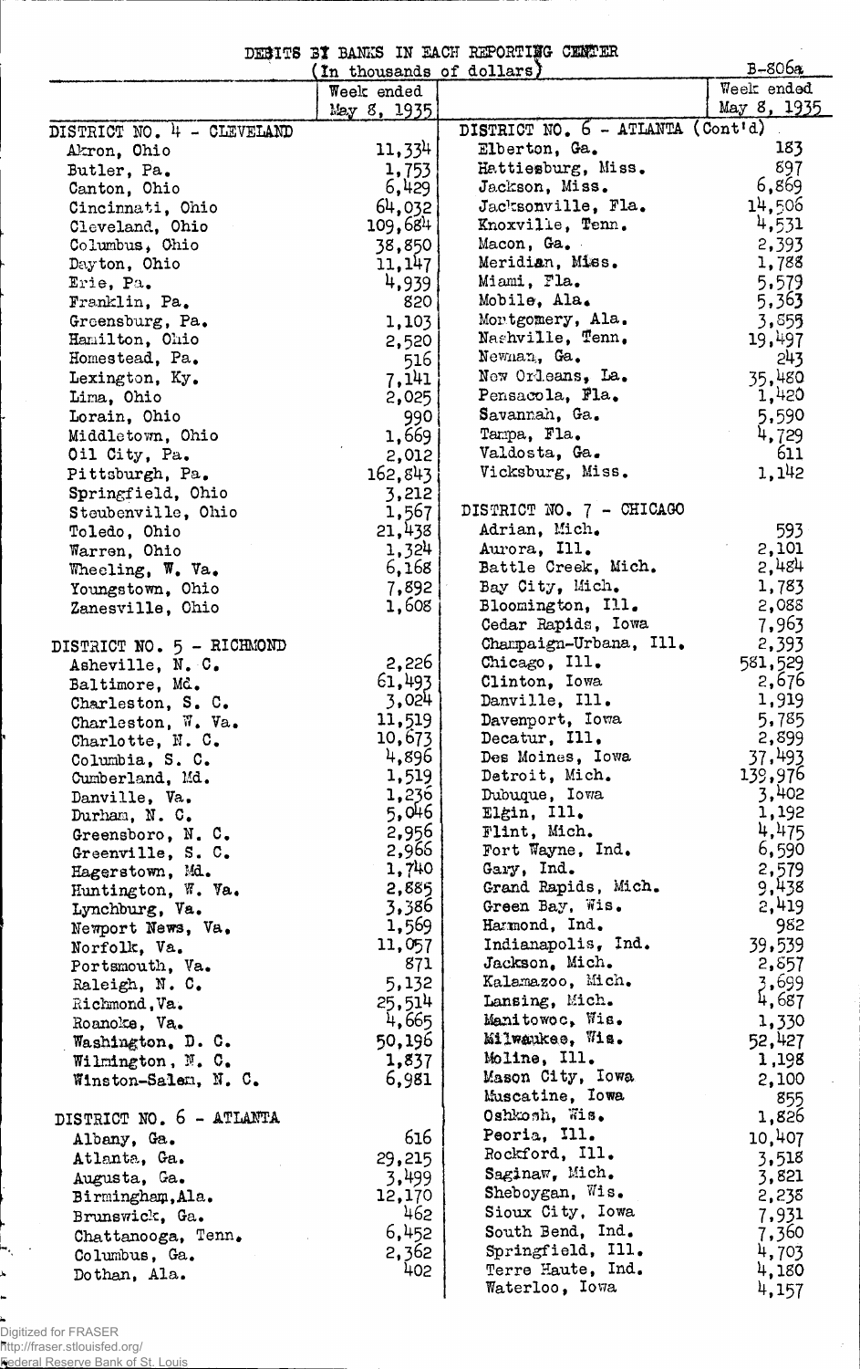# DEBITS BY BANKS IN EACH REPORTING CENTER

(In thousands of dollars)

B-806a

| | Week ended May 8, 1935 |
|---|---|
| **DISTRICT NO. 4 - CLEVELAND** | |
| Akron, Ohio | 11,334 |
| Butler, Pa. | 1,753 |
| Canton, Ohio | 6,429 |
| Cincinnati, Ohio | 64,032 |
| Cleveland, Ohio | 109,684 |
| Columbus, Ohio | 38,850 |
| Dayton, Ohio | 11,147 |
| Erie, Pa. | 4,939 |
| Franklin, Pa. | 820 |
| Greensburg, Pa. | 1,103 |
| Hamilton, Ohio | 2,520 |
| Homestead, Pa. | 516 |
| Lexington, Ky. | 7,141 |
| Lima, Ohio | 2,025 |
| Lorain, Ohio | 990 |
| Middletown, Ohio | 1,669 |
| Oil City, Pa. | 2,012 |
| Pittsburgh, Pa. | 162,843 |
| Springfield, Ohio | 3,212 |
| Steubenville, Ohio | 1,567 |
| Toledo, Ohio | 21,438 |
| Warren, Ohio | 1,324 |
| Wheeling, W. Va. | 6,168 |
| Youngstown, Ohio | 7,892 |
| Zanesville, Ohio | 1,608 |
| **DISTRICT NO. 5 - RICHMOND** | |
| Asheville, N. C. | 2,226 |
| Baltimore, Md. | 61,493 |
| Charleston, S. C. | 3,024 |
| Charleston, W. Va. | 11,519 |
| Charlotte, N. C. | 10,673 |
| Columbia, S. C. | 4,896 |
| Cumberland, Md. | 1,519 |
| Danville, Va. | 1,236 |
| Durham, N. C. | 5,046 |
| Greensboro, N. C. | 2,956 |
| Greenville, S. C. | 2,966 |
| Hagerstown, Md. | 1,740 |
| Huntington, W. Va. | 2,885 |
| Lynchburg, Va. | 3,386 |
| Newport News, Va. | 1,569 |
| Norfolk, Va. | 11,057 |
| Portsmouth, Va. | 871 |
| Raleigh, N. C. | 5,132 |
| Richmond, Va. | 25,514 |
| Roanoke, Va. | 4,665 |
| Washington, D. C. | 50,196 |
| Wilmington, N. C. | 1,837 |
| Winston-Salem, N. C. | 6,981 |
| **DISTRICT NO. 6 - ATLANTA** | |
| Albany, Ga. | 616 |
| Atlanta, Ga. | 29,215 |
| Augusta, Ga. | 3,499 |
| Birmingham, Ala. | 12,170 |
| Brunswick, Ga. | 462 |
| Chattanooga, Tenn. | 6,452 |
| Columbus, Ga. | 2,362 |
| Dothan, Ala. | 402 |
| **DISTRICT NO. 6 - ATLANTA (Cont'd)** | |
| Elberton, Ga. | 183 |
| Hattiesburg, Miss. | 897 |
| Jackson, Miss. | 6,869 |
| Jacksonville, Fla. | 14,506 |
| Knoxville, Tenn. | 4,531 |
| Macon, Ga. | 2,393 |
| Meridian, Miss. | 1,788 |
| Miami, Fla. | 5,579 |
| Mobile, Ala. | 5,363 |
| Montgomery, Ala. | 3,855 |
| Nashville, Tenn. | 19,497 |
| Newnan, Ga. | 243 |
| New Orleans, La. | 35,480 |
| Pensacola, Fla. | 1,420 |
| Savannah, Ga. | 5,590 |
| Tampa, Fla. | 4,729 |
| Valdosta, Ga. | 611 |
| Vicksburg, Miss. | 1,142 |
| **DISTRICT NO. 7 - CHICAGO** | |
| Adrian, Mich. | 593 |
| Aurora, Ill. | 2,101 |
| Battle Creek, Mich. | 2,484 |
| Bay City, Mich. | 1,783 |
| Bloomington, Ill. | 2,088 |
| Cedar Rapids, Iowa | 7,963 |
| Champaign-Urbana, Ill. | 2,393 |
| Chicago, Ill. | 581,529 |
| Clinton, Iowa | 2,676 |
| Danville, Ill. | 1,919 |
| Davenport, Iowa | 5,785 |
| Decatur, Ill. | 2,899 |
| Des Moines, Iowa | 37,493 |
| Detroit, Mich. | 139,976 |
| Dubuque, Iowa | 3,402 |
| Elgin, Ill. | 1,192 |
| Flint, Mich. | 4,475 |
| Fort Wayne, Ind. | 6,590 |
| Gary, Ind. | 2,579 |
| Grand Rapids, Mich. | 9,438 |
| Green Bay, Wis. | 2,419 |
| Hammond, Ind. | 982 |
| Indianapolis, Ind. | 39,539 |
| Jackson, Mich. | 2,857 |
| Kalamazoo, Mich. | 3,699 |
| Lansing, Mich. | 4,687 |
| Manitowoc, Wis. | 1,330 |
| Milwaukee, Wis. | 52,427 |
| Moline, Ill. | 1,198 |
| Mason City, Iowa | 2,100 |
| Muscatine, Iowa | 855 |
| Oshkosh, Wis. | 1,826 |
| Peoria, Ill. | 10,407 |
| Rockford, Ill. | 3,518 |
| Saginaw, Mich. | 3,821 |
| Sheboygan, Wis. | 2,238 |
| Sioux City, Iowa | 7,931 |
| South Bend, Ind. | 7,360 |
| Springfield, Ill. | 4,703 |
| Terre Haute, Ind. | 4,180 |
| Waterloo, Iowa | 4,157 |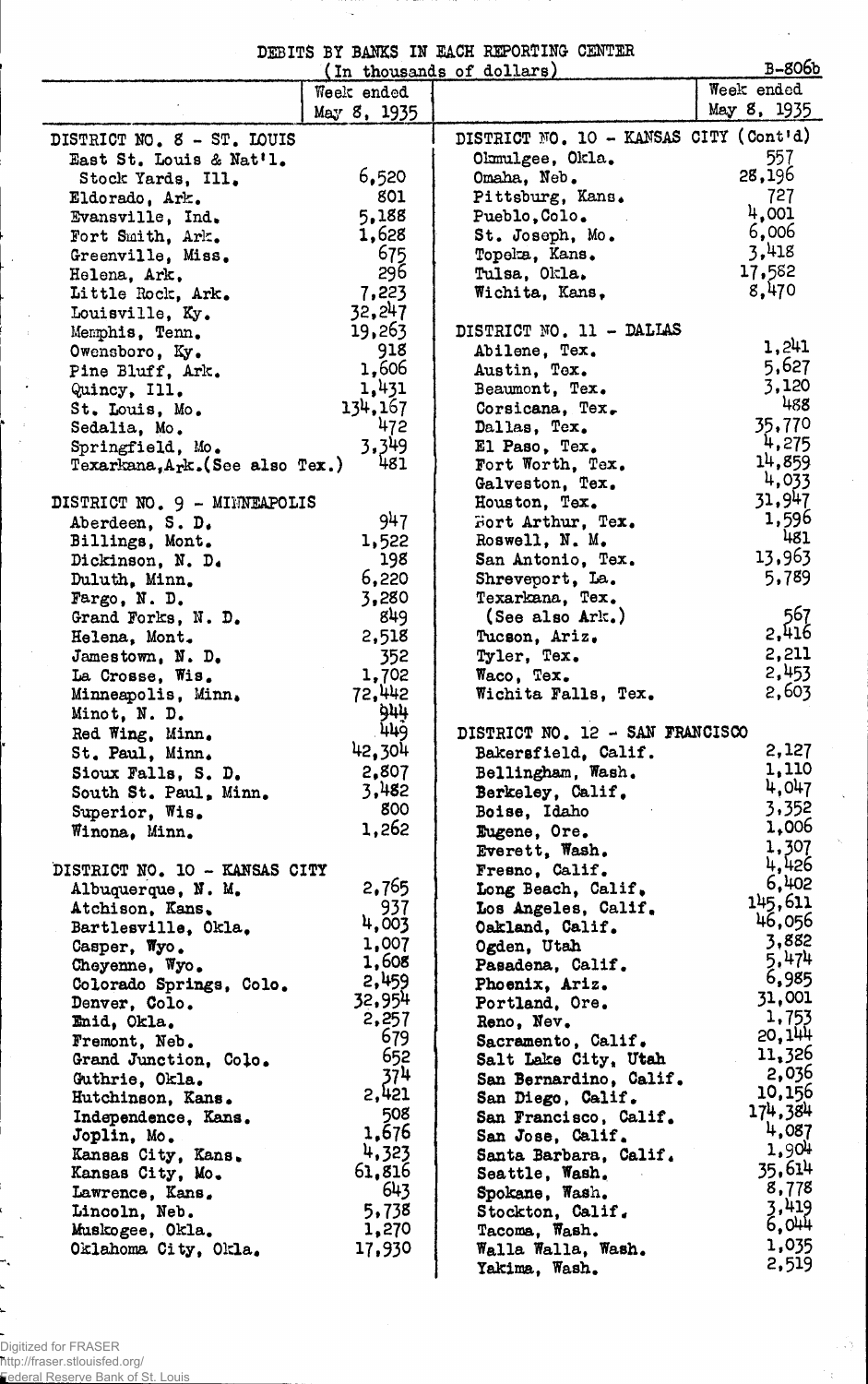DEBITS BY BANKS IN EACH REPORTING CENTER

(In thousands of dollars)

B-806b

| | Week ended May 8, 1935 |
|---|---|
| **DISTRICT NO. 8 - ST. LOUIS** | |
| East St. Louis & Nat'l. Stock Yards, Ill. | 6,520 |
| Eldorado, Ark. | 801 |
| Evansville, Ind. | 5,188 |
| Fort Smith, Ark. | 1,628 |
| Greenville, Miss. | 675 |
| Helena, Ark. | 296 |
| Little Rock, Ark. | 7,223 |
| Louisville, Ky. | 32,247 |
| Memphis, Tenn. | 19,263 |
| Owensboro, Ky. | 918 |
| Pine Bluff, Ark. | 1,606 |
| Quincy, Ill. | 1,431 |
| St. Louis, Mo. | 134,167 |
| Sedalia, Mo. | 472 |
| Springfield, Mo. | 3,349 |
| Texarkana, Ark. (See also Tex.) | 481 |
| **DISTRICT NO. 9 - MINNEAPOLIS** | |
| Aberdeen, S. D. | 947 |
| Billings, Mont. | 1,522 |
| Dickinson, N. D. | 198 |
| Duluth, Minn. | 6,220 |
| Fargo, N. D. | 3,280 |
| Grand Forks, N. D. | 849 |
| Helena, Mont. | 2,518 |
| Jamestown, N. D. | 352 |
| La Crosse, Wis. | 1,702 |
| Minneapolis, Minn. | 72,442 |
| Minot, N. D. | 944 |
| Red Wing, Minn. | 449 |
| St. Paul, Minn. | 42,304 |
| Sioux Falls, S. D. | 2,807 |
| South St. Paul, Minn. | 3,482 |
| Superior, Wis. | 800 |
| Winona, Minn. | 1,262 |
| **DISTRICT NO. 10 - KANSAS CITY** | |
| Albuquerque, N. M. | 2,765 |
| Atchison, Kans. | 937 |
| Bartlesville, Okla. | 4,003 |
| Casper, Wyo. | 1,007 |
| Cheyenne, Wyo. | 1,608 |
| Colorado Springs, Colo. | 2,459 |
| Denver, Colo. | 32,954 |
| Enid, Okla. | 2,257 |
| Fremont, Neb. | 679 |
| Grand Junction, Colo. | 652 |
| Guthrie, Okla. | 374 |
| Hutchinson, Kans. | 2,421 |
| Independence, Kans. | 508 |
| Joplin, Mo. | 1,676 |
| Kansas City, Kans. | 4,323 |
| Kansas City, Mo. | 61,816 |
| Lawrence, Kans. | 643 |
| Lincoln, Neb. | 5,738 |
| Muskogee, Okla. | 1,270 |
| Oklahoma City, Okla. | 17,930 |
| **DISTRICT NO. 10 - KANSAS CITY (Cont'd)** | |
| Okmulgee, Okla. | 557 |
| Omaha, Neb. | 28,196 |
| Pittsburg, Kans. | 727 |
| Pueblo, Colo. | 4,001 |
| St. Joseph, Mo. | 6,006 |
| Topeka, Kans. | 3,418 |
| Tulsa, Okla. | 17,582 |
| Wichita, Kans. | 8,470 |
| **DISTRICT NO. 11 - DALLAS** | |
| Abilene, Tex. | 1,241 |
| Austin, Tex. | 5,627 |
| Beaumont, Tex. | 3,120 |
| Corsicana, Tex. | 488 |
| Dallas, Tex. | 35,770 |
| El Paso, Tex. | 4,275 |
| Fort Worth, Tex. | 14,859 |
| Galveston, Tex. | 4,033 |
| Houston, Tex. | 31,947 |
| Port Arthur, Tex. | 1,596 |
| Roswell, N. M. | 481 |
| San Antonio, Tex. | 13,963 |
| Shreveport, La. | 5,789 |
| Texarkana, Tex. (See also Ark.) | 567 |
| Tucson, Ariz. | 2,416 |
| Tyler, Tex. | 2,211 |
| Waco, Tex. | 2,453 |
| Wichita Falls, Tex. | 2,603 |
| **DISTRICT NO. 12 - SAN FRANCISCO** | |
| Bakersfield, Calif. | 2,127 |
| Bellingham, Wash. | 1,110 |
| Berkeley, Calif. | 4,047 |
| Boise, Idaho | 3,352 |
| Eugene, Ore. | 1,006 |
| Everett, Wash. | 1,307 |
| Fresno, Calif. | 4,426 |
| Long Beach, Calif. | 6,402 |
| Los Angeles, Calif. | 145,611 |
| Oakland, Calif. | 46,056 |
| Ogden, Utah | 3,882 |
| Pasadena, Calif. | 5,474 |
| Phoenix, Ariz. | 6,985 |
| Portland, Ore. | 31,001 |
| Reno, Nev. | 1,753 |
| Sacramento, Calif. | 20,144 |
| Salt Lake City, Utah | 11,326 |
| San Bernardino, Calif. | 2,036 |
| San Diego, Calif. | 10,156 |
| San Francisco, Calif. | 174,384 |
| San Jose, Calif. | 4,087 |
| Santa Barbara, Calif. | 1,904 |
| Seattle, Wash. | 35,614 |
| Spokane, Wash. | 8,778 |
| Stockton, Calif. | 3,419 |
| Tacoma, Wash. | 6,044 |
| Walla Walla, Wash. | 1,035 |
| Yakima, Wash. | 2,519 |